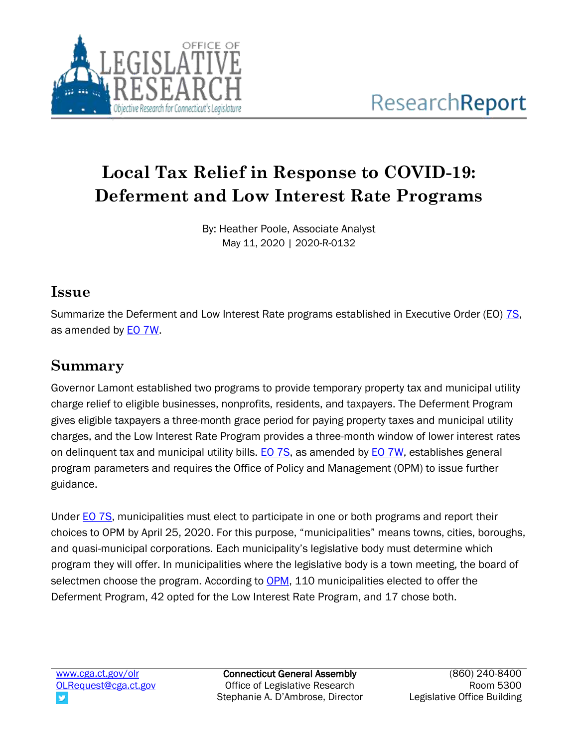# Local Tax Relief in Response to COVID-19: Deferment and Low Interest Rate Programs

By: Heather Poole, Associate Analyst
May 11, 2020 | 2020-R-0132

## Issue

Summarize the Deferment and Low Interest Rate programs established in Executive Order (EO) 7S, as amended by EO 7W.

## Summary

Governor Lamont established two programs to provide temporary property tax and municipal utility charge relief to eligible businesses, nonprofits, residents, and taxpayers. The Deferment Program gives eligible taxpayers a three-month grace period for paying property taxes and municipal utility charges, and the Low Interest Rate Program provides a three-month window of lower interest rates on delinquent tax and municipal utility bills. EO 7S, as amended by EO 7W, establishes general program parameters and requires the Office of Policy and Management (OPM) to issue further guidance.

Under EO 7S, municipalities must elect to participate in one or both programs and report their choices to OPM by April 25, 2020. For this purpose, "municipalities" means towns, cities, boroughs, and quasi-municipal corporations. Each municipality's legislative body must determine which program they will offer. In municipalities where the legislative body is a town meeting, the board of selectmen choose the program. According to OPM, 110 municipalities elected to offer the Deferment Program, 42 opted for the Low Interest Rate Program, and 17 chose both.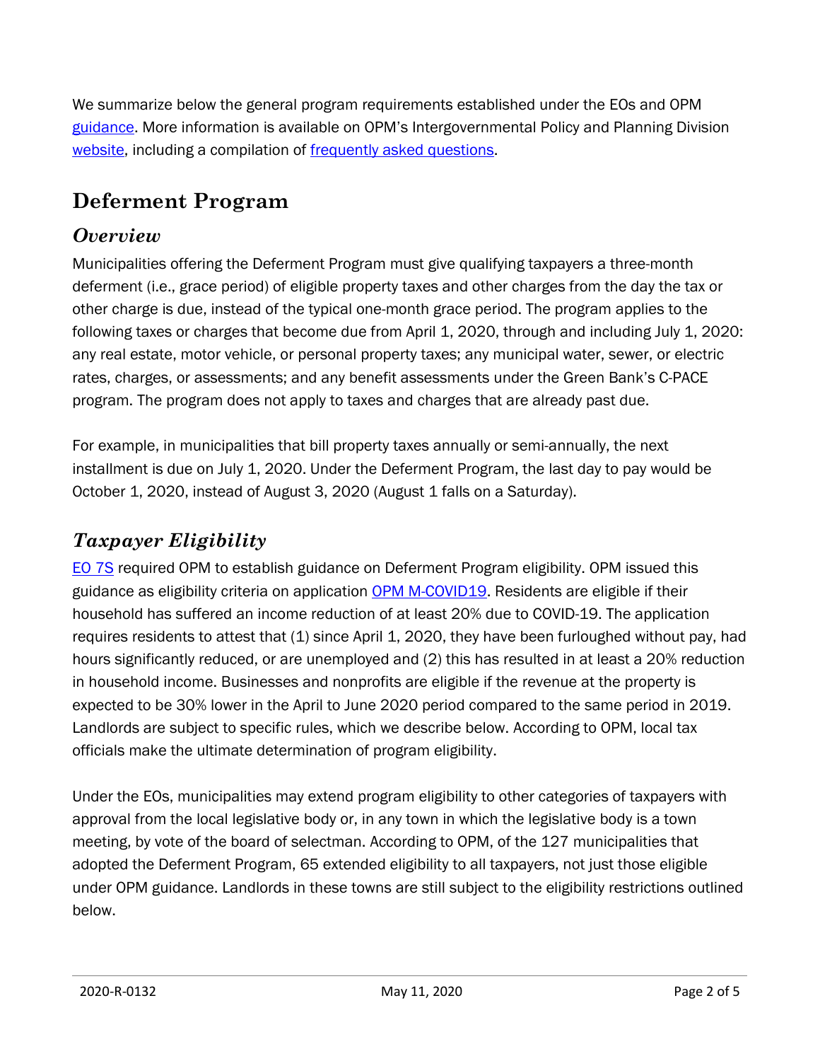We summarize below the general program requirements established under the EOs and OPM guidance. More information is available on OPM's Intergovernmental Policy and Planning Division website, including a compilation of frequently asked questions.

## Deferment Program

### *Overview*

Municipalities offering the Deferment Program must give qualifying taxpayers a three-month deferment (i.e., grace period) of eligible property taxes and other charges from the day the tax or other charge is due, instead of the typical one-month grace period. The program applies to the following taxes or charges that become due from April 1, 2020, through and including July 1, 2020: any real estate, motor vehicle, or personal property taxes; any municipal water, sewer, or electric rates, charges, or assessments; and any benefit assessments under the Green Bank's C-PACE program. The program does not apply to taxes and charges that are already past due.

For example, in municipalities that bill property taxes annually or semi-annually, the next installment is due on July 1, 2020. Under the Deferment Program, the last day to pay would be October 1, 2020, instead of August 3, 2020 (August 1 falls on a Saturday).

### *Taxpayer Eligibility*

EO 7S required OPM to establish guidance on Deferment Program eligibility. OPM issued this guidance as eligibility criteria on application OPM M-COVID19. Residents are eligible if their household has suffered an income reduction of at least 20% due to COVID-19. The application requires residents to attest that (1) since April 1, 2020, they have been furloughed without pay, had hours significantly reduced, or are unemployed and (2) this has resulted in at least a 20% reduction in household income. Businesses and nonprofits are eligible if the revenue at the property is expected to be 30% lower in the April to June 2020 period compared to the same period in 2019. Landlords are subject to specific rules, which we describe below. According to OPM, local tax officials make the ultimate determination of program eligibility.

Under the EOs, municipalities may extend program eligibility to other categories of taxpayers with approval from the local legislative body or, in any town in which the legislative body is a town meeting, by vote of the board of selectman. According to OPM, of the 127 municipalities that adopted the Deferment Program, 65 extended eligibility to all taxpayers, not just those eligible under OPM guidance. Landlords in these towns are still subject to the eligibility restrictions outlined below.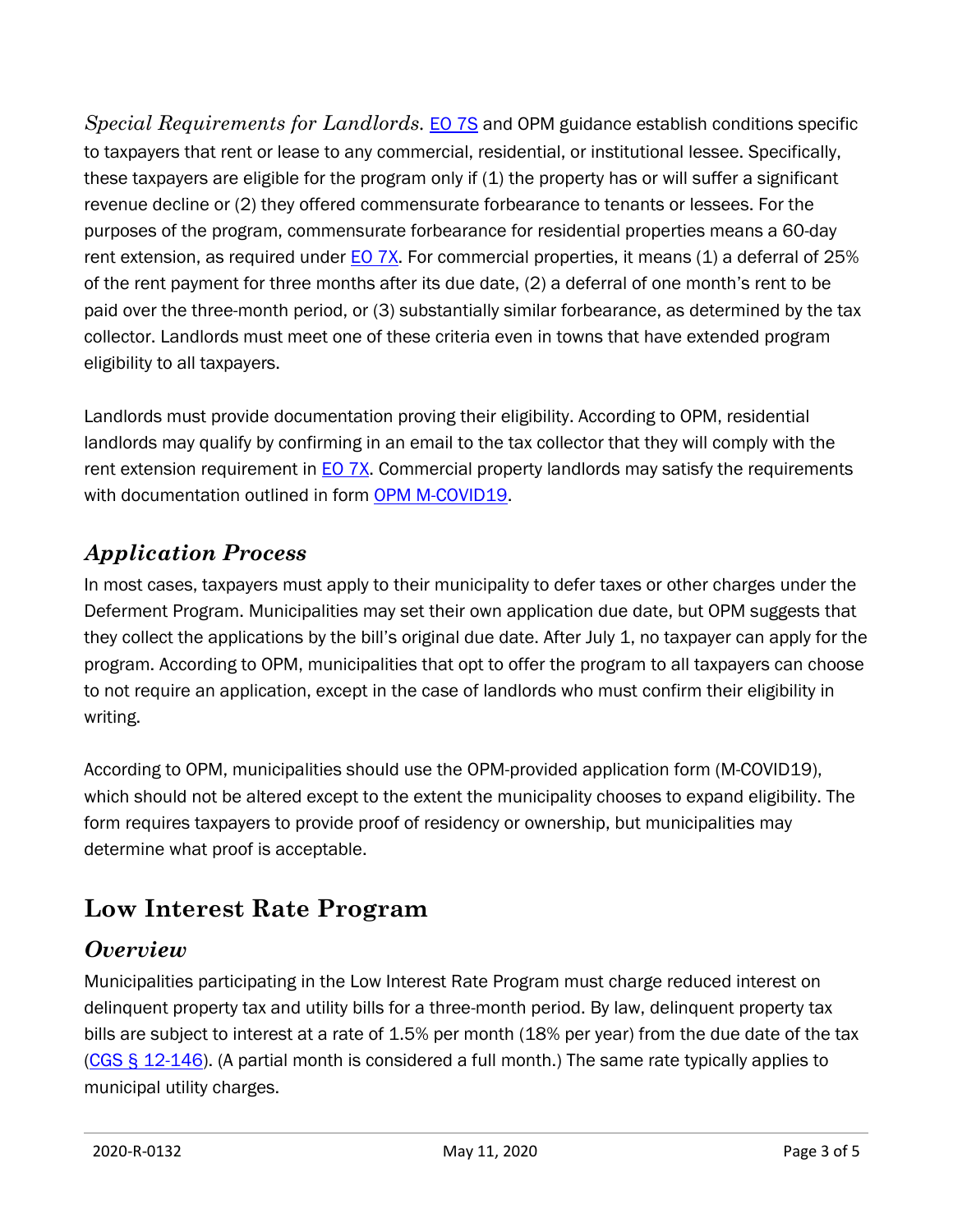*Special Requirements for Landlords.* EO 7S and OPM guidance establish conditions specific to taxpayers that rent or lease to any commercial, residential, or institutional lessee. Specifically, these taxpayers are eligible for the program only if (1) the property has or will suffer a significant revenue decline or (2) they offered commensurate forbearance to tenants or lessees. For the purposes of the program, commensurate forbearance for residential properties means a 60-day rent extension, as required under EO 7X. For commercial properties, it means (1) a deferral of 25% of the rent payment for three months after its due date, (2) a deferral of one month's rent to be paid over the three-month period, or (3) substantially similar forbearance, as determined by the tax collector. Landlords must meet one of these criteria even in towns that have extended program eligibility to all taxpayers.

Landlords must provide documentation proving their eligibility. According to OPM, residential landlords may qualify by confirming in an email to the tax collector that they will comply with the rent extension requirement in EO 7X. Commercial property landlords may satisfy the requirements with documentation outlined in form OPM M-COVID19.

### Application Process

In most cases, taxpayers must apply to their municipality to defer taxes or other charges under the Deferment Program. Municipalities may set their own application due date, but OPM suggests that they collect the applications by the bill's original due date. After July 1, no taxpayer can apply for the program. According to OPM, municipalities that opt to offer the program to all taxpayers can choose to not require an application, except in the case of landlords who must confirm their eligibility in writing.

According to OPM, municipalities should use the OPM-provided application form (M-COVID19), which should not be altered except to the extent the municipality chooses to expand eligibility. The form requires taxpayers to provide proof of residency or ownership, but municipalities may determine what proof is acceptable.

## Low Interest Rate Program

### Overview

Municipalities participating in the Low Interest Rate Program must charge reduced interest on delinquent property tax and utility bills for a three-month period. By law, delinquent property tax bills are subject to interest at a rate of 1.5% per month (18% per year) from the due date of the tax (CGS § 12-146). (A partial month is considered a full month.) The same rate typically applies to municipal utility charges.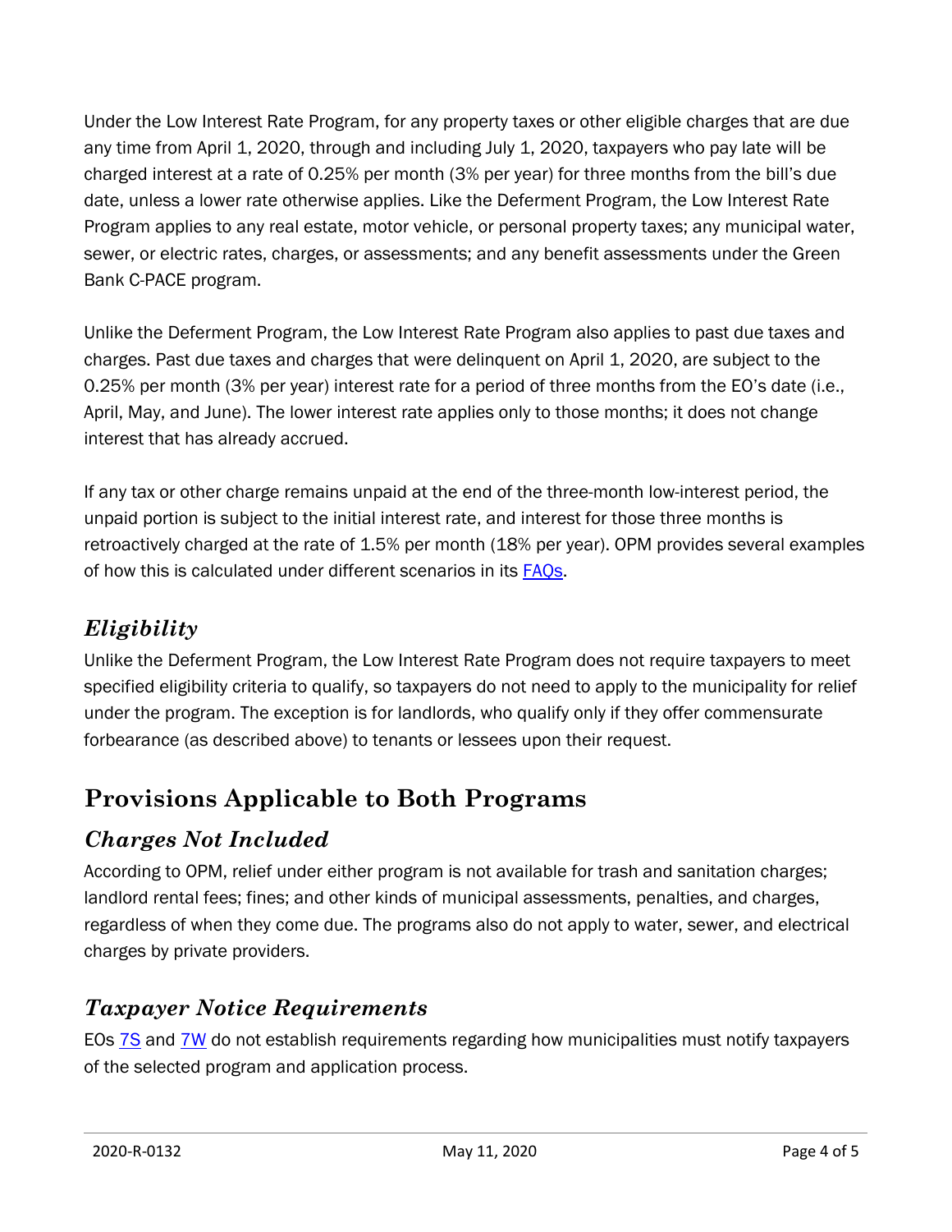Under the Low Interest Rate Program, for any property taxes or other eligible charges that are due any time from April 1, 2020, through and including July 1, 2020, taxpayers who pay late will be charged interest at a rate of 0.25% per month (3% per year) for three months from the bill's due date, unless a lower rate otherwise applies. Like the Deferment Program, the Low Interest Rate Program applies to any real estate, motor vehicle, or personal property taxes; any municipal water, sewer, or electric rates, charges, or assessments; and any benefit assessments under the Green Bank C-PACE program.

Unlike the Deferment Program, the Low Interest Rate Program also applies to past due taxes and charges. Past due taxes and charges that were delinquent on April 1, 2020, are subject to the 0.25% per month (3% per year) interest rate for a period of three months from the EO's date (i.e., April, May, and June). The lower interest rate applies only to those months; it does not change interest that has already accrued.

If any tax or other charge remains unpaid at the end of the three-month low-interest period, the unpaid portion is subject to the initial interest rate, and interest for those three months is retroactively charged at the rate of 1.5% per month (18% per year). OPM provides several examples of how this is calculated under different scenarios in its FAQs.

### *Eligibility*

Unlike the Deferment Program, the Low Interest Rate Program does not require taxpayers to meet specified eligibility criteria to qualify, so taxpayers do not need to apply to the municipality for relief under the program. The exception is for landlords, who qualify only if they offer commensurate forbearance (as described above) to tenants or lessees upon their request.

## Provisions Applicable to Both Programs

### *Charges Not Included*

According to OPM, relief under either program is not available for trash and sanitation charges; landlord rental fees; fines; and other kinds of municipal assessments, penalties, and charges, regardless of when they come due. The programs also do not apply to water, sewer, and electrical charges by private providers.

### *Taxpayer Notice Requirements*

EOs 7S and 7W do not establish requirements regarding how municipalities must notify taxpayers of the selected program and application process.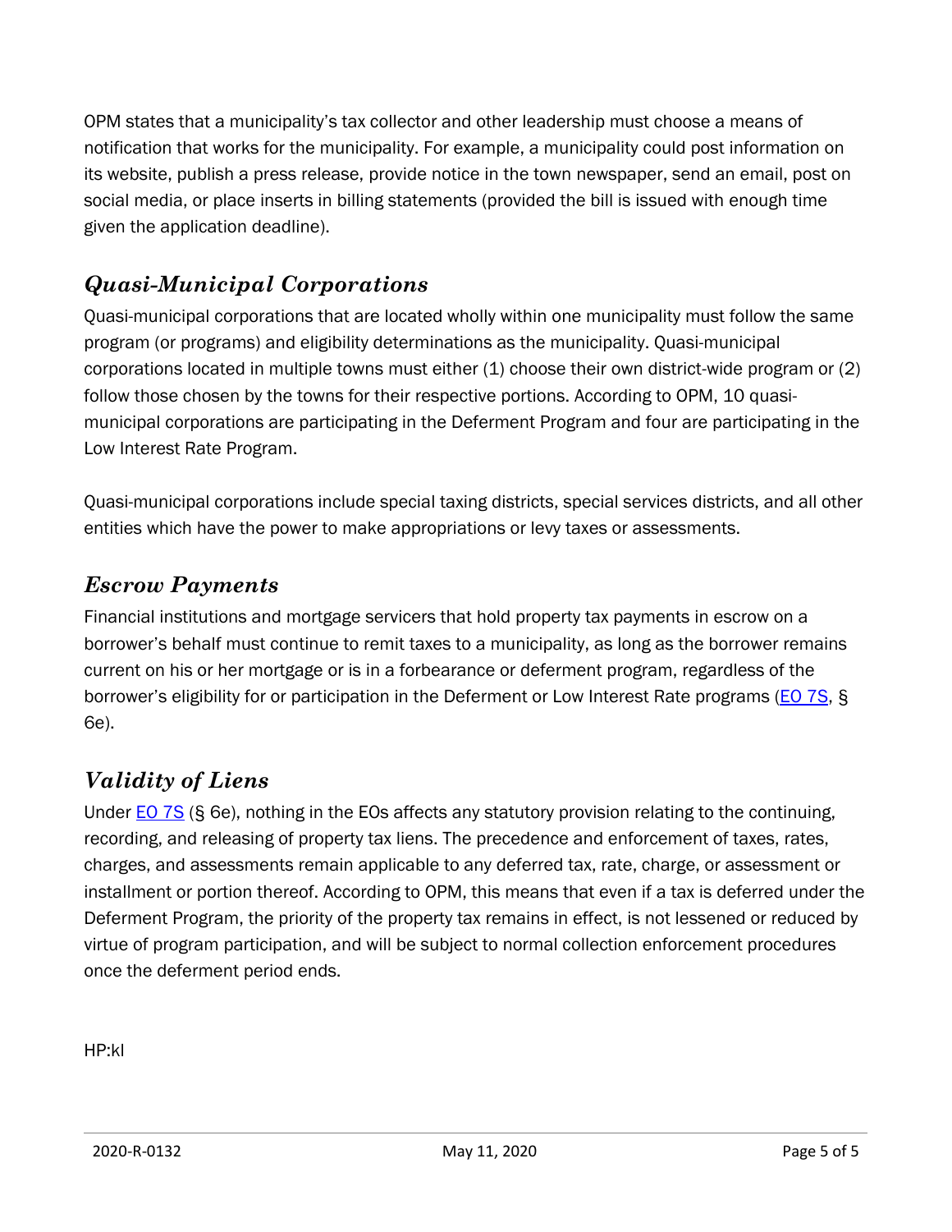OPM states that a municipality's tax collector and other leadership must choose a means of notification that works for the municipality. For example, a municipality could post information on its website, publish a press release, provide notice in the town newspaper, send an email, post on social media, or place inserts in billing statements (provided the bill is issued with enough time given the application deadline).

## *Quasi-Municipal Corporations*

Quasi-municipal corporations that are located wholly within one municipality must follow the same program (or programs) and eligibility determinations as the municipality. Quasi-municipal corporations located in multiple towns must either (1) choose their own district-wide program or (2) follow those chosen by the towns for their respective portions. According to OPM, 10 quasi-municipal corporations are participating in the Deferment Program and four are participating in the Low Interest Rate Program.

Quasi-municipal corporations include special taxing districts, special services districts, and all other entities which have the power to make appropriations or levy taxes or assessments.

## *Escrow Payments*

Financial institutions and mortgage servicers that hold property tax payments in escrow on a borrower's behalf must continue to remit taxes to a municipality, as long as the borrower remains current on his or her mortgage or is in a forbearance or deferment program, regardless of the borrower's eligibility for or participation in the Deferment or Low Interest Rate programs (EO 7S, § 6e).

## *Validity of Liens*

Under EO 7S (§ 6e), nothing in the EOs affects any statutory provision relating to the continuing, recording, and releasing of property tax liens. The precedence and enforcement of taxes, rates, charges, and assessments remain applicable to any deferred tax, rate, charge, or assessment or installment or portion thereof. According to OPM, this means that even if a tax is deferred under the Deferment Program, the priority of the property tax remains in effect, is not lessened or reduced by virtue of program participation, and will be subject to normal collection enforcement procedures once the deferment period ends.

HP:kl